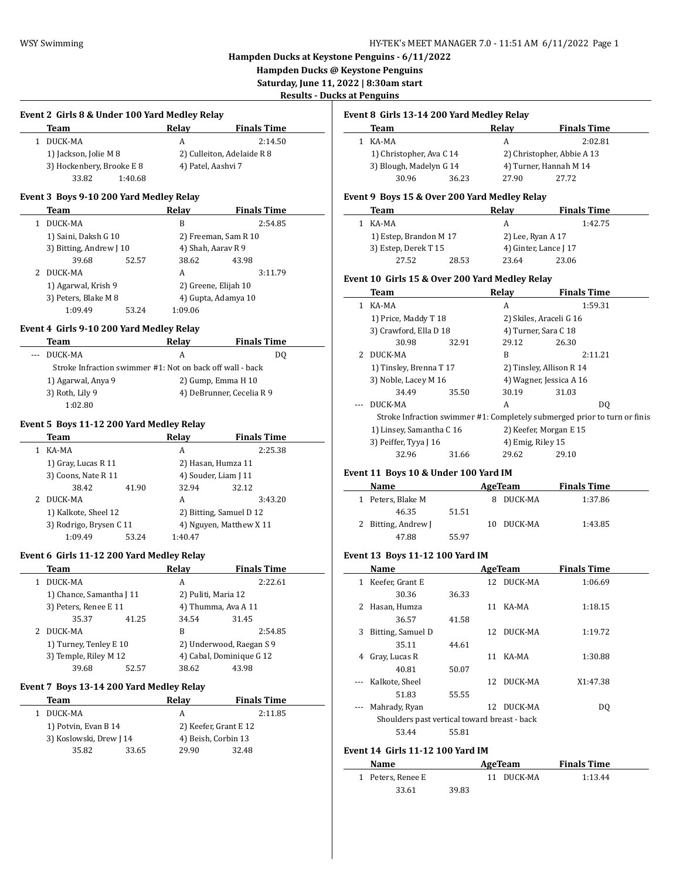**Hampden Ducks at Keystone Penguins - 6/11/2022**
**Hampden Ducks @ Keystone Penguins**
**Saturday, June 11, 2022 | 8:30am start**
**Results - Ducks at Penguins**

### Event 2 Girls 8 & Under 100 Yard Medley Relay

| | Team | Relay | Finals Time |
|---|---|---|---|
| 1 | DUCK-MA | A | 2:14.50 |

1) Jackson, Jolie M 8 2) Culleiton, Adelaide R 8
3) Hockenbery, Brooke E 8 4) Patel, Aashvi 7
33.82 1:40.68

### Event 3 Boys 9-10 200 Yard Medley Relay

| | Team | Relay | Finals Time |
|---|---|---|---|
| 1 | DUCK-MA | B | 2:54.85 |

1) Saini, Daksh G 10 2) Freeman, Sam R 10
3) Bitting, Andrew J 10 4) Shah, Aarav R 9
39.68 52.57 38.62 43.98

| | Team | Relay | Finals Time |
|---|---|---|---|
| 2 | DUCK-MA | A | 3:11.79 |

1) Agarwal, Krish 9 2) Greene, Elijah 10
3) Peters, Blake M 8 4) Gupta, Adamya 10
1:09.49 53.24 1:09.06

### Event 4 Girls 9-10 200 Yard Medley Relay

| | Team | Relay | Finals Time |
|---|---|---|---|
| --- | DUCK-MA | A | DQ |

Stroke Infraction swimmer #1: Not on back off wall - back
1) Agarwal, Anya 9 2) Gump, Emma H 10
3) Roth, Lily 9 4) DeBrunner, Cecelia R 9
1:02.80

### Event 5 Boys 11-12 200 Yard Medley Relay

| | Team | Relay | Finals Time |
|---|---|---|---|
| 1 | KA-MA | A | 2:25.38 |

1) Gray, Lucas R 11 2) Hasan, Humza 11
3) Coons, Nate R 11 4) Souder, Liam J 11
38.42 41.90 32.94 32.12

| | Team | Relay | Finals Time |
|---|---|---|---|
| 2 | DUCK-MA | A | 3:43.20 |

1) Kalkote, Sheel 12 2) Bitting, Samuel D 12
3) Rodrigo, Brysen C 11 4) Nguyen, Matthew X 11
1:09.49 53.24 1:40.47

### Event 6 Girls 11-12 200 Yard Medley Relay

| | Team | Relay | Finals Time |
|---|---|---|---|
| 1 | DUCK-MA | A | 2:22.61 |

1) Chance, Samantha J 11 2) Puliti, Maria 12
3) Peters, Renee E 11 4) Thumma, Ava A 11
35.37 41.25 34.54 31.45

| | Team | Relay | Finals Time |
|---|---|---|---|
| 2 | DUCK-MA | B | 2:54.85 |

1) Turney, Tenley E 10 2) Underwood, Raegan S 9
3) Temple, Riley M 12 4) Cabal, Dominique G 12
39.68 52.57 38.62 43.98

### Event 7 Boys 13-14 200 Yard Medley Relay

| | Team | Relay | Finals Time |
|---|---|---|---|
| 1 | DUCK-MA | A | 2:11.85 |

1) Potvin, Evan B 14 2) Keefer, Grant E 12
3) Koslowski, Drew J 14 4) Beish, Corbin 13
35.82 33.65 29.90 32.48

### Event 8 Girls 13-14 200 Yard Medley Relay

| | Team | Relay | Finals Time |
|---|---|---|---|
| 1 | KA-MA | A | 2:02.81 |

1) Christopher, Ava C 14 2) Christopher, Abbie A 13
3) Blough, Madelyn G 14 4) Turner, Hannah M 14
30.96 36.23 27.90 27.72

### Event 9 Boys 15 & Over 200 Yard Medley Relay

| | Team | Relay | Finals Time |
|---|---|---|---|
| 1 | KA-MA | A | 1:42.75 |

1) Estep, Brandon M 17 2) Lee, Ryan A 17
3) Estep, Derek T 15 4) Ginter, Lance J 17
27.52 28.53 23.64 23.06

### Event 10 Girls 15 & Over 200 Yard Medley Relay

| | Team | Relay | Finals Time |
|---|---|---|---|
| 1 | KA-MA | A | 1:59.31 |

1) Price, Maddy T 18 2) Skiles, Araceli G 16
3) Crawford, Ella D 18 4) Turner, Sara C 18
30.98 32.91 29.12 26.30

| | Team | Relay | Finals Time |
|---|---|---|---|
| 2 | DUCK-MA | B | 2:11.21 |

1) Tinsley, Brenna T 17 2) Tinsley, Allison R 14
3) Noble, Lacey M 16 4) Wagner, Jessica A 16
34.49 35.50 30.19 31.03

| | Team | Relay | Finals Time |
|---|---|---|---|
| --- | DUCK-MA | A | DQ |

Stroke Infraction swimmer #1: Completely submerged prior to turn or finis
1) Linsey, Samantha C 16 2) Keefer, Morgan E 15
3) Peiffer, Tyya J 16 4) Emig, Riley 15
32.96 31.66 29.62 29.10

### Event 11 Boys 10 & Under 100 Yard IM

| | Name | Age | Team | Finals Time |
|---|---|---|---|---|
| 1 | Peters, Blake M | 8 | DUCK-MA | 1:37.86 |
| | 46.35 51.51 | | | |
| 2 | Bitting, Andrew J | 10 | DUCK-MA | 1:43.85 |
| | 47.88 55.97 | | | |

### Event 13 Boys 11-12 100 Yard IM

| | Name | Age | Team | Finals Time |
|---|---|---|---|---|
| 1 | Keefer, Grant E | 12 | DUCK-MA | 1:06.69 |
| | 30.36 36.33 | | | |
| 2 | Hasan, Humza | 11 | KA-MA | 1:18.15 |
| | 36.57 41.58 | | | |
| 3 | Bitting, Samuel D | 12 | DUCK-MA | 1:19.72 |
| | 35.11 44.61 | | | |
| 4 | Gray, Lucas R | 11 | KA-MA | 1:30.88 |
| | 40.81 50.07 | | | |
| --- | Kalkote, Sheel | 12 | DUCK-MA | X1:47.38 |
| | 51.83 55.55 | | | |
| --- | Mahrady, Ryan | 12 | DUCK-MA | DQ |
| | Shoulders past vertical toward breast - back | | | |
| | 53.44 55.81 | | | |

### Event 14 Girls 11-12 100 Yard IM

| | Name | Age | Team | Finals Time |
|---|---|---|---|---|
| 1 | Peters, Renee E | 11 | DUCK-MA | 1:13.44 |
| | 33.61 39.83 | | | |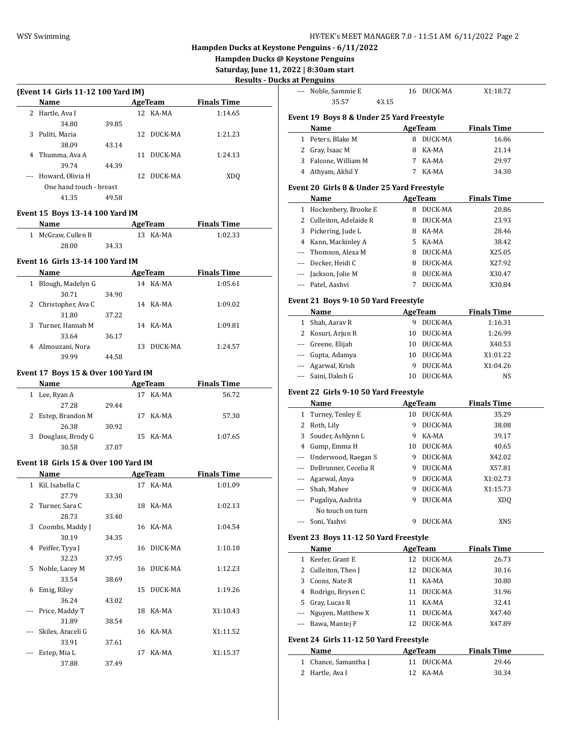## Hampden Ducks at Keystone Penguins - 6/11/2022

### Hampden Ducks @ Keystone Penguins

### Saturday, June 11, 2022 | 8:30am start

### Results - Ducks at Penguins

**(Event 14 Girls 11-12 100 Yard IM)**

| | Name | Age | Team | Finals Time |
|---|---|---|---|---|
| 2 | Hartle, Ava I | 12 | KA-MA | 1:14.65 |
| | 34.80 39.85 | | | |
| 3 | Puliti, Maria | 12 | DUCK-MA | 1:21.23 |
| | 38.09 43.14 | | | |
| 4 | Thumma, Ava A | 11 | DUCK-MA | 1:24.13 |
| | 39.74 44.39 | | | |
| --- | Howard, Olivia H | 12 | DUCK-MA | XDQ |
| | One hand touch - breast | | | |
| | 41.35 49.58 | | | |

**Event 15 Boys 13-14 100 Yard IM**

| | Name | Age | Team | Finals Time |
|---|---|---|---|---|
| 1 | McGraw, Cullen B | 13 | KA-MA | 1:02.33 |
| | 28.00 34.33 | | | |

**Event 16 Girls 13-14 100 Yard IM**

| | Name | Age | Team | Finals Time |
|---|---|---|---|---|
| 1 | Blough, Madelyn G | 14 | KA-MA | 1:05.61 |
| | 30.71 34.90 | | | |
| 2 | Christopher, Ava C | 14 | KA-MA | 1:09.02 |
| | 31.80 37.22 | | | |
| 3 | Turner, Hannah M | 14 | KA-MA | 1:09.81 |
| | 33.64 36.17 | | | |
| 4 | Almouzani, Nora | 13 | DUCK-MA | 1:24.57 |
| | 39.99 44.58 | | | |

**Event 17 Boys 15 & Over 100 Yard IM**

| | Name | Age | Team | Finals Time |
|---|---|---|---|---|
| 1 | Lee, Ryan A | 17 | KA-MA | 56.72 |
| | 27.28 29.44 | | | |
| 2 | Estep, Brandon M | 17 | KA-MA | 57.30 |
| | 26.38 30.92 | | | |
| 3 | Douglass, Brody G | 15 | KA-MA | 1:07.65 |
| | 30.58 37.07 | | | |

**Event 18 Girls 15 & Over 100 Yard IM**

| | Name | Age | Team | Finals Time |
|---|---|---|---|---|
| 1 | Kil, Isabella C | 17 | KA-MA | 1:01.09 |
| | 27.79 33.30 | | | |
| 2 | Turner, Sara C | 18 | KA-MA | 1:02.13 |
| | 28.73 33.40 | | | |
| 3 | Coombs, Maddy J | 16 | KA-MA | 1:04.54 |
| | 30.19 34.35 | | | |
| 4 | Peiffer, Tyya J | 16 | DUCK-MA | 1:10.18 |
| | 32.23 37.95 | | | |
| 5 | Noble, Lacey M | 16 | DUCK-MA | 1:12.23 |
| | 33.54 38.69 | | | |
| 6 | Emig, Riley | 15 | DUCK-MA | 1:19.26 |
| | 36.24 43.02 | | | |
| --- | Price, Maddy T | 18 | KA-MA | X1:10.43 |
| | 31.89 38.54 | | | |
| --- | Skiles, Araceli G | 16 | KA-MA | X1:11.52 |
| | 33.91 37.61 | | | |
| --- | Estep, Mia L | 17 | KA-MA | X1:15.37 |
| | 37.88 37.49 | | | |
| --- | Noble, Sammie E | 16 | DUCK-MA | X1:18.72 |
| | 35.57 43.15 | | | |

**Event 19 Boys 8 & Under 25 Yard Freestyle**

| | Name | Age | Team | Finals Time |
|---|---|---|---|---|
| 1 | Peters, Blake M | 8 | DUCK-MA | 16.86 |
| 2 | Gray, Isaac M | 8 | KA-MA | 21.14 |
| 3 | Falcone, William M | 7 | KA-MA | 29.97 |
| 4 | Athyam, Akhil Y | 7 | KA-MA | 34.30 |

**Event 20 Girls 8 & Under 25 Yard Freestyle**

| | Name | Age | Team | Finals Time |
|---|---|---|---|---|
| 1 | Hockenbery, Brooke E | 8 | DUCK-MA | 20.86 |
| 2 | Culleiton, Adelaide R | 8 | DUCK-MA | 23.93 |
| 3 | Pickering, Jude L | 8 | KA-MA | 28.46 |
| 4 | Kann, Mackinley A | 5 | KA-MA | 38.42 |
| --- | Thomson, Alexa M | 8 | DUCK-MA | X25.05 |
| --- | Decker, Heidi C | 8 | DUCK-MA | X27.92 |
| --- | Jackson, Jolie M | 8 | DUCK-MA | X30.47 |
| --- | Patel, Aashvi | 7 | DUCK-MA | X30.84 |

**Event 21 Boys 9-10 50 Yard Freestyle**

| | Name | Age | Team | Finals Time |
|---|---|---|---|---|
| 1 | Shah, Aarav R | 9 | DUCK-MA | 1:16.31 |
| 2 | Kosuri, Arjun R | 10 | DUCK-MA | 1:26.99 |
| --- | Greene, Elijah | 10 | DUCK-MA | X40.53 |
| --- | Gupta, Adamya | 10 | DUCK-MA | X1:01.22 |
| --- | Agarwal, Krish | 9 | DUCK-MA | X1:04.26 |
| --- | Saini, Daksh G | 10 | DUCK-MA | NS |

**Event 22 Girls 9-10 50 Yard Freestyle**

| | Name | Age | Team | Finals Time |
|---|---|---|---|---|
| 1 | Turney, Tenley E | 10 | DUCK-MA | 35.29 |
| 2 | Roth, Lily | 9 | DUCK-MA | 38.08 |
| 3 | Souder, Ashlynn L | 9 | KA-MA | 39.17 |
| 4 | Gump, Emma H | 10 | DUCK-MA | 40.65 |
| --- | Underwood, Raegan S | 9 | DUCK-MA | X42.02 |
| --- | DeBrunner, Cecelia R | 9 | DUCK-MA | X57.81 |
| --- | Agarwal, Anya | 9 | DUCK-MA | X1:02.73 |
| --- | Shah, Mahee | 9 | DUCK-MA | X1:15.73 |
| --- | Pugaliya, Aadrita | 9 | DUCK-MA | XDQ |
| | No touch on turn | | | |
| --- | Soni, Yashvi | 9 | DUCK-MA | XNS |

**Event 23 Boys 11-12 50 Yard Freestyle**

| | Name | Age | Team | Finals Time |
|---|---|---|---|---|
| 1 | Keefer, Grant E | 12 | DUCK-MA | 26.73 |
| 2 | Culleiton, Theo J | 12 | DUCK-MA | 30.16 |
| 3 | Coons, Nate R | 11 | KA-MA | 30.80 |
| 4 | Rodrigo, Brysen C | 11 | DUCK-MA | 31.96 |
| 5 | Gray, Lucas R | 11 | KA-MA | 32.41 |
| --- | Nguyen, Matthew X | 11 | DUCK-MA | X47.40 |
| --- | Bawa, Mantej F | 12 | DUCK-MA | X47.89 |

**Event 24 Girls 11-12 50 Yard Freestyle**

| | Name | Age | Team | Finals Time |
|---|---|---|---|---|
| 1 | Chance, Samantha J | 11 | DUCK-MA | 29.46 |
| 2 | Hartle, Ava I | 12 | KA-MA | 30.34 |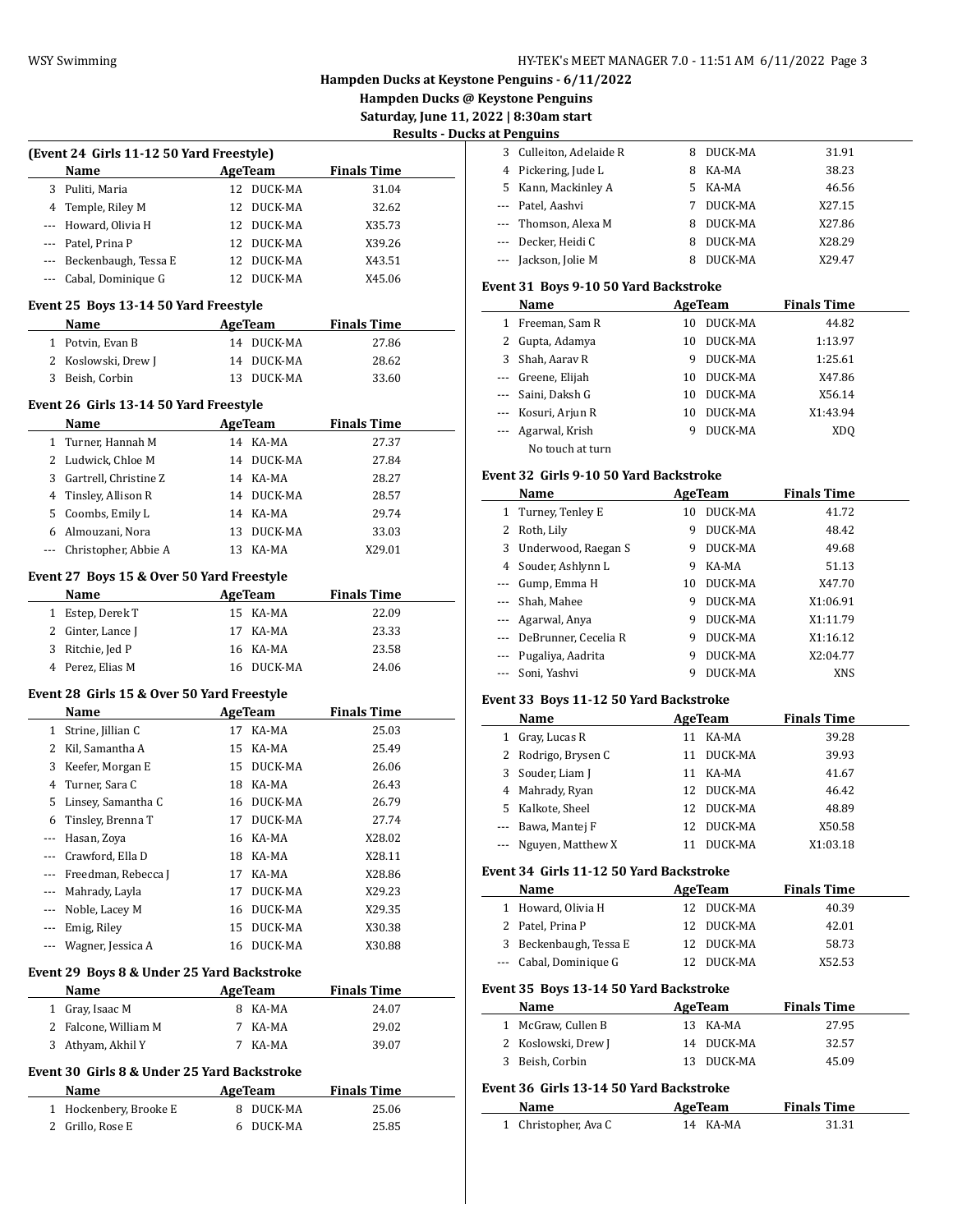## Hampden Ducks at Keystone Penguins - 6/11/2022

### Hampden Ducks @ Keystone Penguins

**Saturday, June 11, 2022 | 8:30am start**

**Results - Ducks at Penguins**

### (Event 24 Girls 11-12 50 Yard Freestyle)

| | Name | Age | Team | Finals Time |
|---|---|---|---|---|
| 3 | Puliti, Maria | 12 | DUCK-MA | 31.04 |
| 4 | Temple, Riley M | 12 | DUCK-MA | 32.62 |
| --- | Howard, Olivia H | 12 | DUCK-MA | X35.73 |
| --- | Patel, Prina P | 12 | DUCK-MA | X39.26 |
| --- | Beckenbaugh, Tessa E | 12 | DUCK-MA | X43.51 |
| --- | Cabal, Dominique G | 12 | DUCK-MA | X45.06 |

### Event 25 Boys 13-14 50 Yard Freestyle

| | Name | Age | Team | Finals Time |
|---|---|---|---|---|
| 1 | Potvin, Evan B | 14 | DUCK-MA | 27.86 |
| 2 | Koslowski, Drew J | 14 | DUCK-MA | 28.62 |
| 3 | Beish, Corbin | 13 | DUCK-MA | 33.60 |

### Event 26 Girls 13-14 50 Yard Freestyle

| | Name | Age | Team | Finals Time |
|---|---|---|---|---|
| 1 | Turner, Hannah M | 14 | KA-MA | 27.37 |
| 2 | Ludwick, Chloe M | 14 | DUCK-MA | 27.84 |
| 3 | Gartrell, Christine Z | 14 | KA-MA | 28.27 |
| 4 | Tinsley, Allison R | 14 | DUCK-MA | 28.57 |
| 5 | Coombs, Emily L | 14 | KA-MA | 29.74 |
| 6 | Almouzani, Nora | 13 | DUCK-MA | 33.03 |
| --- | Christopher, Abbie A | 13 | KA-MA | X29.01 |

### Event 27 Boys 15 & Over 50 Yard Freestyle

| | Name | Age | Team | Finals Time |
|---|---|---|---|---|
| 1 | Estep, Derek T | 15 | KA-MA | 22.09 |
| 2 | Ginter, Lance J | 17 | KA-MA | 23.33 |
| 3 | Ritchie, Jed P | 16 | KA-MA | 23.58 |
| 4 | Perez, Elias M | 16 | DUCK-MA | 24.06 |

### Event 28 Girls 15 & Over 50 Yard Freestyle

| | Name | Age | Team | Finals Time |
|---|---|---|---|---|
| 1 | Strine, Jillian C | 17 | KA-MA | 25.03 |
| 2 | Kil, Samantha A | 15 | KA-MA | 25.49 |
| 3 | Keefer, Morgan E | 15 | DUCK-MA | 26.06 |
| 4 | Turner, Sara C | 18 | KA-MA | 26.43 |
| 5 | Linsey, Samantha C | 16 | DUCK-MA | 26.79 |
| 6 | Tinsley, Brenna T | 17 | DUCK-MA | 27.74 |
| --- | Hasan, Zoya | 16 | KA-MA | X28.02 |
| --- | Crawford, Ella D | 18 | KA-MA | X28.11 |
| --- | Freedman, Rebecca J | 17 | KA-MA | X28.86 |
| --- | Mahrady, Layla | 17 | DUCK-MA | X29.23 |
| --- | Noble, Lacey M | 16 | DUCK-MA | X29.35 |
| --- | Emig, Riley | 15 | DUCK-MA | X30.38 |
| --- | Wagner, Jessica A | 16 | DUCK-MA | X30.88 |

### Event 29 Boys 8 & Under 25 Yard Backstroke

| | Name | Age | Team | Finals Time |
|---|---|---|---|---|
| 1 | Gray, Isaac M | 8 | KA-MA | 24.07 |
| 2 | Falcone, William M | 7 | KA-MA | 29.02 |
| 3 | Athyam, Akhil Y | 7 | KA-MA | 39.07 |

### Event 30 Girls 8 & Under 25 Yard Backstroke

| | Name | Age | Team | Finals Time |
|---|---|---|---|---|
| 1 | Hockenbery, Brooke E | 8 | DUCK-MA | 25.06 |
| 2 | Grillo, Rose E | 6 | DUCK-MA | 25.85 |
| 3 | Culleiton, Adelaide R | 8 | DUCK-MA | 31.91 |
| 4 | Pickering, Jude L | 8 | KA-MA | 38.23 |
| 5 | Kann, Mackinley A | 5 | KA-MA | 46.56 |
| --- | Patel, Aashvi | 7 | DUCK-MA | X27.15 |
| --- | Thomson, Alexa M | 8 | DUCK-MA | X27.86 |
| --- | Decker, Heidi C | 8 | DUCK-MA | X28.29 |
| --- | Jackson, Jolie M | 8 | DUCK-MA | X29.47 |

### Event 31 Boys 9-10 50 Yard Backstroke

| | Name | Age | Team | Finals Time |
|---|---|---|---|---|
| 1 | Freeman, Sam R | 10 | DUCK-MA | 44.82 |
| 2 | Gupta, Adamya | 10 | DUCK-MA | 1:13.97 |
| 3 | Shah, Aarav R | 9 | DUCK-MA | 1:25.61 |
| --- | Greene, Elijah | 10 | DUCK-MA | X47.86 |
| --- | Saini, Daksh G | 10 | DUCK-MA | X56.14 |
| --- | Kosuri, Arjun R | 10 | DUCK-MA | X1:43.94 |
| --- | Agarwal, Krish | 9 | DUCK-MA | XDQ |
| | No touch at turn | | | |

### Event 32 Girls 9-10 50 Yard Backstroke

| | Name | Age | Team | Finals Time |
|---|---|---|---|---|
| 1 | Turney, Tenley E | 10 | DUCK-MA | 41.72 |
| 2 | Roth, Lily | 9 | DUCK-MA | 48.42 |
| 3 | Underwood, Raegan S | 9 | DUCK-MA | 49.68 |
| 4 | Souder, Ashlynn L | 9 | KA-MA | 51.13 |
| --- | Gump, Emma H | 10 | DUCK-MA | X47.70 |
| --- | Shah, Mahee | 9 | DUCK-MA | X1:06.91 |
| --- | Agarwal, Anya | 9 | DUCK-MA | X1:11.79 |
| --- | DeBrunner, Cecelia R | 9 | DUCK-MA | X1:16.12 |
| --- | Pugaliya, Aadrita | 9 | DUCK-MA | X2:04.77 |
| --- | Soni, Yashvi | 9 | DUCK-MA | XNS |

### Event 33 Boys 11-12 50 Yard Backstroke

| | Name | Age | Team | Finals Time |
|---|---|---|---|---|
| 1 | Gray, Lucas R | 11 | KA-MA | 39.28 |
| 2 | Rodrigo, Brysen C | 11 | DUCK-MA | 39.93 |
| 3 | Souder, Liam J | 11 | KA-MA | 41.67 |
| 4 | Mahrady, Ryan | 12 | DUCK-MA | 46.42 |
| 5 | Kalkote, Sheel | 12 | DUCK-MA | 48.89 |
| --- | Bawa, Mantej F | 12 | DUCK-MA | X50.58 |
| --- | Nguyen, Matthew X | 11 | DUCK-MA | X1:03.18 |

### Event 34 Girls 11-12 50 Yard Backstroke

| | Name | Age | Team | Finals Time |
|---|---|---|---|---|
| 1 | Howard, Olivia H | 12 | DUCK-MA | 40.39 |
| 2 | Patel, Prina P | 12 | DUCK-MA | 42.01 |
| 3 | Beckenbaugh, Tessa E | 12 | DUCK-MA | 58.73 |
| --- | Cabal, Dominique G | 12 | DUCK-MA | X52.53 |

### Event 35 Boys 13-14 50 Yard Backstroke

| | Name | Age | Team | Finals Time |
|---|---|---|---|---|
| 1 | McGraw, Cullen B | 13 | KA-MA | 27.95 |
| 2 | Koslowski, Drew J | 14 | DUCK-MA | 32.57 |
| 3 | Beish, Corbin | 13 | DUCK-MA | 45.09 |

### Event 36 Girls 13-14 50 Yard Backstroke

| | Name | Age | Team | Finals Time |
|---|---|---|---|---|
| 1 | Christopher, Ava C | 14 | KA-MA | 31.31 |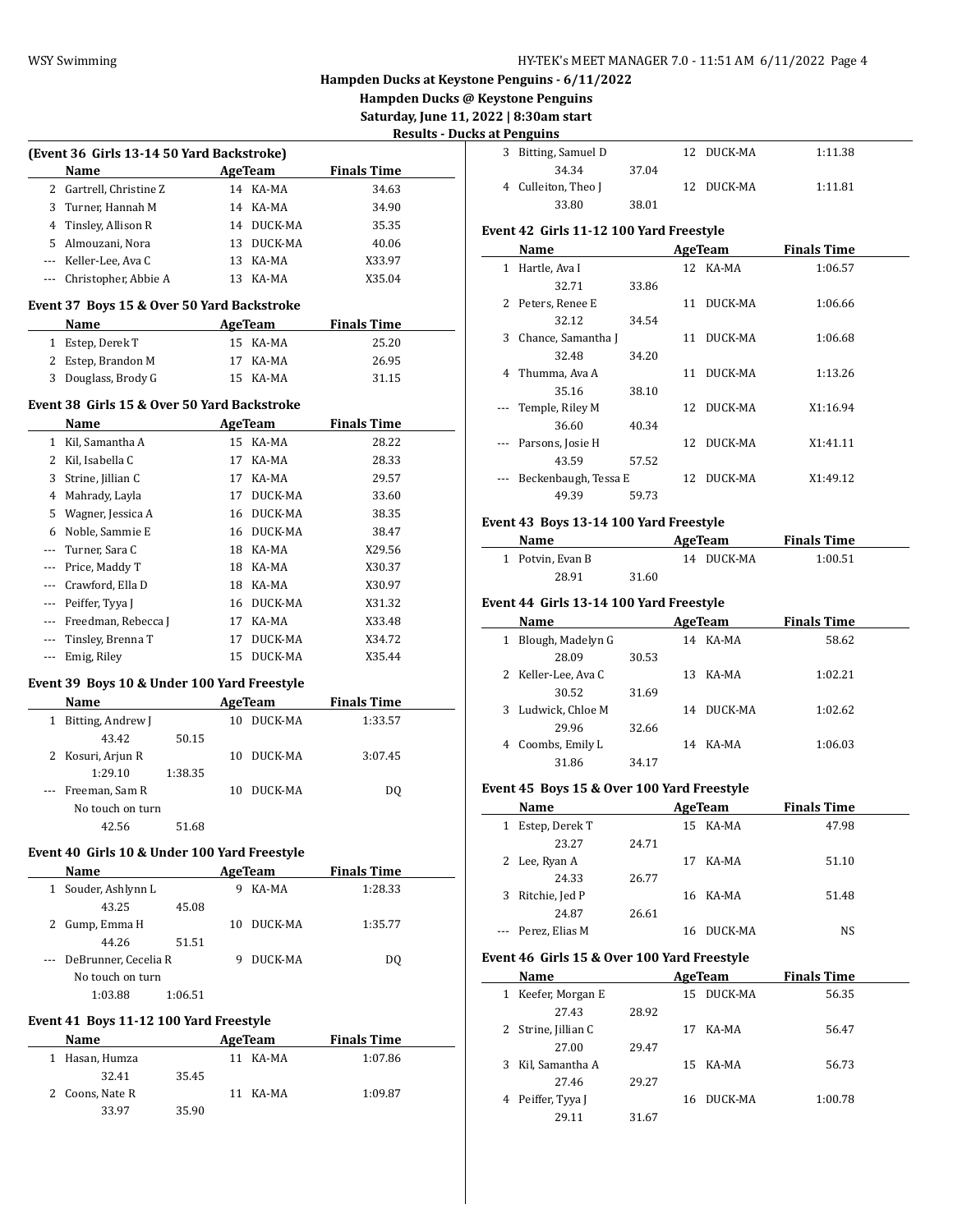## Hampden Ducks at Keystone Penguins - 6/11/2022

**Hampden Ducks @ Keystone Penguins**

**Saturday, June 11, 2022 | 8:30am start**

**Results - Ducks at Penguins**

### (Event 36 Girls 13-14 50 Yard Backstroke)

| | Name | Age | Team | Finals Time |
|---|---|---|---|---|
| 2 | Gartrell, Christine Z | 14 | KA-MA | 34.63 |
| 3 | Turner, Hannah M | 14 | KA-MA | 34.90 |
| 4 | Tinsley, Allison R | 14 | DUCK-MA | 35.35 |
| 5 | Almouzani, Nora | 13 | DUCK-MA | 40.06 |
| --- | Keller-Lee, Ava C | 13 | KA-MA | X33.97 |
| --- | Christopher, Abbie A | 13 | KA-MA | X35.04 |

### Event 37 Boys 15 & Over 50 Yard Backstroke

| | Name | Age | Team | Finals Time |
|---|---|---|---|---|
| 1 | Estep, Derek T | 15 | KA-MA | 25.20 |
| 2 | Estep, Brandon M | 17 | KA-MA | 26.95 |
| 3 | Douglass, Brody G | 15 | KA-MA | 31.15 |

### Event 38 Girls 15 & Over 50 Yard Backstroke

| | Name | Age | Team | Finals Time |
|---|---|---|---|---|
| 1 | Kil, Samantha A | 15 | KA-MA | 28.22 |
| 2 | Kil, Isabella C | 17 | KA-MA | 28.33 |
| 3 | Strine, Jillian C | 17 | KA-MA | 29.57 |
| 4 | Mahrady, Layla | 17 | DUCK-MA | 33.60 |
| 5 | Wagner, Jessica A | 16 | DUCK-MA | 38.35 |
| 6 | Noble, Sammie E | 16 | DUCK-MA | 38.47 |
| --- | Turner, Sara C | 18 | KA-MA | X29.56 |
| --- | Price, Maddy T | 18 | KA-MA | X30.37 |
| --- | Crawford, Ella D | 18 | KA-MA | X30.97 |
| --- | Peiffer, Tyya J | 16 | DUCK-MA | X31.32 |
| --- | Freedman, Rebecca J | 17 | KA-MA | X33.48 |
| --- | Tinsley, Brenna T | 17 | DUCK-MA | X34.72 |
| --- | Emig, Riley | 15 | DUCK-MA | X35.44 |

### Event 39 Boys 10 & Under 100 Yard Freestyle

| | Name | Age | Team | Finals Time |
|---|---|---|---|---|
| 1 | Bitting, Andrew J | 10 | DUCK-MA | 1:33.57 |
| | 43.42 50.15 | | | |
| 2 | Kosuri, Arjun R | 10 | DUCK-MA | 3:07.45 |
| | 1:29.10 1:38.35 | | | |
| --- | Freeman, Sam R | 10 | DUCK-MA | DQ |
| | No touch on turn | | | |
| | 42.56 51.68 | | | |

### Event 40 Girls 10 & Under 100 Yard Freestyle

| | Name | Age | Team | Finals Time |
|---|---|---|---|---|
| 1 | Souder, Ashlynn L | 9 | KA-MA | 1:28.33 |
| | 43.25 45.08 | | | |
| 2 | Gump, Emma H | 10 | DUCK-MA | 1:35.77 |
| | 44.26 51.51 | | | |
| --- | DeBrunner, Cecelia R | 9 | DUCK-MA | DQ |
| | No touch on turn | | | |
| | 1:03.88 1:06.51 | | | |

### Event 41 Boys 11-12 100 Yard Freestyle

| | Name | Age | Team | Finals Time |
|---|---|---|---|---|
| 1 | Hasan, Humza | 11 | KA-MA | 1:07.86 |
| | 32.41 35.45 | | | |
| 2 | Coons, Nate R | 11 | KA-MA | 1:09.87 |
| | 33.97 35.90 | | | |
| 3 | Bitting, Samuel D | 12 | DUCK-MA | 1:11.38 |
| | 34.34 37.04 | | | |
| 4 | Culleiton, Theo J | 12 | DUCK-MA | 1:11.81 |
| | 33.80 38.01 | | | |

### Event 42 Girls 11-12 100 Yard Freestyle

| | Name | Age | Team | Finals Time |
|---|---|---|---|---|
| 1 | Hartle, Ava I | 12 | KA-MA | 1:06.57 |
| | 32.71 33.86 | | | |
| 2 | Peters, Renee E | 11 | DUCK-MA | 1:06.66 |
| | 32.12 34.54 | | | |
| 3 | Chance, Samantha J | 11 | DUCK-MA | 1:06.68 |
| | 32.48 34.20 | | | |
| 4 | Thumma, Ava A | 11 | DUCK-MA | 1:13.26 |
| | 35.16 38.10 | | | |
| --- | Temple, Riley M | 12 | DUCK-MA | X1:16.94 |
| | 36.60 40.34 | | | |
| --- | Parsons, Josie H | 12 | DUCK-MA | X1:41.11 |
| | 43.59 57.52 | | | |
| --- | Beckenbaugh, Tessa E | 12 | DUCK-MA | X1:49.12 |
| | 49.39 59.73 | | | |

### Event 43 Boys 13-14 100 Yard Freestyle

| | Name | Age | Team | Finals Time |
|---|---|---|---|---|
| 1 | Potvin, Evan B | 14 | DUCK-MA | 1:00.51 |
| | 28.91 31.60 | | | |

### Event 44 Girls 13-14 100 Yard Freestyle

| | Name | Age | Team | Finals Time |
|---|---|---|---|---|
| 1 | Blough, Madelyn G | 14 | KA-MA | 58.62 |
| | 28.09 30.53 | | | |
| 2 | Keller-Lee, Ava C | 13 | KA-MA | 1:02.21 |
| | 30.52 31.69 | | | |
| 3 | Ludwick, Chloe M | 14 | DUCK-MA | 1:02.62 |
| | 29.96 32.66 | | | |
| 4 | Coombs, Emily L | 14 | KA-MA | 1:06.03 |
| | 31.86 34.17 | | | |

### Event 45 Boys 15 & Over 100 Yard Freestyle

| | Name | Age | Team | Finals Time |
|---|---|---|---|---|
| 1 | Estep, Derek T | 15 | KA-MA | 47.98 |
| | 23.27 24.71 | | | |
| 2 | Lee, Ryan A | 17 | KA-MA | 51.10 |
| | 24.33 26.77 | | | |
| 3 | Ritchie, Jed P | 16 | KA-MA | 51.48 |
| | 24.87 26.61 | | | |
| --- | Perez, Elias M | 16 | DUCK-MA | NS |

### Event 46 Girls 15 & Over 100 Yard Freestyle

| | Name | Age | Team | Finals Time |
|---|---|---|---|---|
| 1 | Keefer, Morgan E | 15 | DUCK-MA | 56.35 |
| | 27.43 28.92 | | | |
| 2 | Strine, Jillian C | 17 | KA-MA | 56.47 |
| | 27.00 29.47 | | | |
| 3 | Kil, Samantha A | 15 | KA-MA | 56.73 |
| | 27.46 29.27 | | | |
| 4 | Peiffer, Tyya J | 16 | DUCK-MA | 1:00.78 |
| | 29.11 31.67 | | | |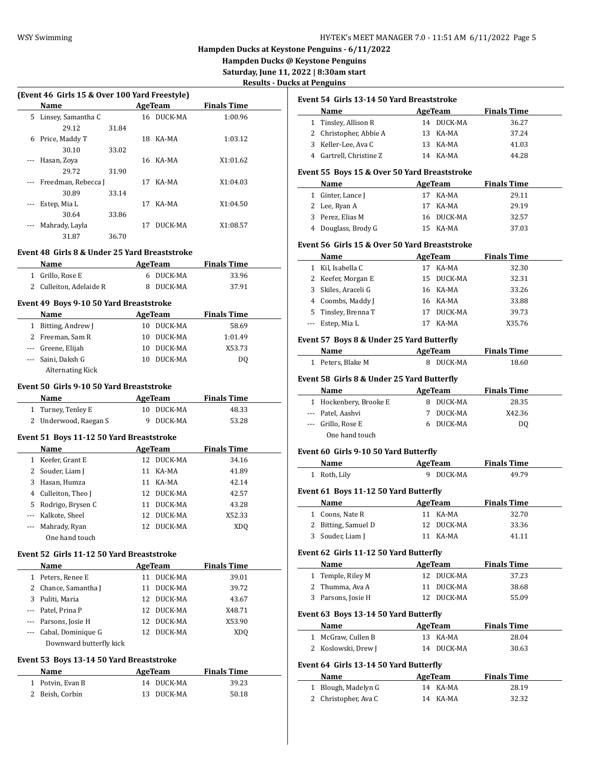## Hampden Ducks at Keystone Penguins - 6/11/2022

**Hampden Ducks @ Keystone Penguins**

**Saturday, June 11, 2022 | 8:30am start**

**Results - Ducks at Penguins**

### (Event 46 Girls 15 & Over 100 Yard Freestyle)

| | Name | Age | Team | Finals Time |
|---|---|---|---|---|
| 5 | Linsey, Samantha C | 16 | DUCK-MA | 1:00.96 |
| | 29.12 &nbsp; 31.84 | | | |
| 6 | Price, Maddy T | 18 | KA-MA | 1:03.12 |
| | 30.10 &nbsp; 33.02 | | | |
| --- | Hasan, Zoya | 16 | KA-MA | X1:01.62 |
| | 29.72 &nbsp; 31.90 | | | |
| --- | Freedman, Rebecca J | 17 | KA-MA | X1:04.03 |
| | 30.89 &nbsp; 33.14 | | | |
| --- | Estep, Mia L | 17 | KA-MA | X1:04.50 |
| | 30.64 &nbsp; 33.86 | | | |
| --- | Mahrady, Layla | 17 | DUCK-MA | X1:08.57 |
| | 31.87 &nbsp; 36.70 | | | |

### Event 48 Girls 8 & Under 25 Yard Breaststroke

| | Name | Age | Team | Finals Time |
|---|---|---|---|---|
| 1 | Grillo, Rose E | 6 | DUCK-MA | 33.96 |
| 2 | Culleiton, Adelaide R | 8 | DUCK-MA | 37.91 |

### Event 49 Boys 9-10 50 Yard Breaststroke

| | Name | Age | Team | Finals Time |
|---|---|---|---|---|
| 1 | Bitting, Andrew J | 10 | DUCK-MA | 58.69 |
| 2 | Freeman, Sam R | 10 | DUCK-MA | 1:01.49 |
| --- | Greene, Elijah | 10 | DUCK-MA | X53.73 |
| --- | Saini, Daksh G | 10 | DUCK-MA | DQ |
| | Alternating Kick | | | |

### Event 50 Girls 9-10 50 Yard Breaststroke

| | Name | Age | Team | Finals Time |
|---|---|---|---|---|
| 1 | Turney, Tenley E | 10 | DUCK-MA | 48.33 |
| 2 | Underwood, Raegan S | 9 | DUCK-MA | 53.28 |

### Event 51 Boys 11-12 50 Yard Breaststroke

| | Name | Age | Team | Finals Time |
|---|---|---|---|---|
| 1 | Keefer, Grant E | 12 | DUCK-MA | 34.16 |
| 2 | Souder, Liam J | 11 | KA-MA | 41.89 |
| 3 | Hasan, Humza | 11 | KA-MA | 42.14 |
| 4 | Culleiton, Theo J | 12 | DUCK-MA | 42.57 |
| 5 | Rodrigo, Brysen C | 11 | DUCK-MA | 43.28 |
| --- | Kalkote, Sheel | 12 | DUCK-MA | X52.33 |
| --- | Mahrady, Ryan | 12 | DUCK-MA | XDQ |
| | One hand touch | | | |

### Event 52 Girls 11-12 50 Yard Breaststroke

| | Name | Age | Team | Finals Time |
|---|---|---|---|---|
| 1 | Peters, Renee E | 11 | DUCK-MA | 39.01 |
| 2 | Chance, Samantha J | 11 | DUCK-MA | 39.72 |
| 3 | Puliti, Maria | 12 | DUCK-MA | 43.67 |
| --- | Patel, Prina P | 12 | DUCK-MA | X48.71 |
| --- | Parsons, Josie H | 12 | DUCK-MA | X53.90 |
| --- | Cabal, Dominique G | 12 | DUCK-MA | XDQ |
| | Downward butterfly kick | | | |

### Event 53 Boys 13-14 50 Yard Breaststroke

| | Name | Age | Team | Finals Time |
|---|---|---|---|---|
| 1 | Potvin, Evan B | 14 | DUCK-MA | 39.23 |
| 2 | Beish, Corbin | 13 | DUCK-MA | 50.18 |

### Event 54 Girls 13-14 50 Yard Breaststroke

| | Name | Age | Team | Finals Time |
|---|---|---|---|---|
| 1 | Tinsley, Allison R | 14 | DUCK-MA | 36.27 |
| 2 | Christopher, Abbie A | 13 | KA-MA | 37.24 |
| 3 | Keller-Lee, Ava C | 13 | KA-MA | 41.03 |
| 4 | Gartrell, Christine Z | 14 | KA-MA | 44.28 |

### Event 55 Boys 15 & Over 50 Yard Breaststroke

| | Name | Age | Team | Finals Time |
|---|---|---|---|---|
| 1 | Ginter, Lance J | 17 | KA-MA | 29.11 |
| 2 | Lee, Ryan A | 17 | KA-MA | 29.19 |
| 3 | Perez, Elias M | 16 | DUCK-MA | 32.57 |
| 4 | Douglass, Brody G | 15 | KA-MA | 37.03 |

### Event 56 Girls 15 & Over 50 Yard Breaststroke

| | Name | Age | Team | Finals Time |
|---|---|---|---|---|
| 1 | Kil, Isabella C | 17 | KA-MA | 32.30 |
| 2 | Keefer, Morgan E | 15 | DUCK-MA | 32.31 |
| 3 | Skiles, Araceli G | 16 | KA-MA | 33.26 |
| 4 | Coombs, Maddy J | 16 | KA-MA | 33.88 |
| 5 | Tinsley, Brenna T | 17 | DUCK-MA | 39.73 |
| --- | Estep, Mia L | 17 | KA-MA | X35.76 |

### Event 57 Boys 8 & Under 25 Yard Butterfly

| | Name | Age | Team | Finals Time |
|---|---|---|---|---|
| 1 | Peters, Blake M | 8 | DUCK-MA | 18.60 |

### Event 58 Girls 8 & Under 25 Yard Butterfly

| | Name | Age | Team | Finals Time |
|---|---|---|---|---|
| 1 | Hockenbery, Brooke E | 8 | DUCK-MA | 28.35 |
| --- | Patel, Aashvi | 7 | DUCK-MA | X42.36 |
| --- | Grillo, Rose E | 6 | DUCK-MA | DQ |
| | One hand touch | | | |

### Event 60 Girls 9-10 50 Yard Butterfly

| | Name | Age | Team | Finals Time |
|---|---|---|---|---|
| 1 | Roth, Lily | 9 | DUCK-MA | 49.79 |

### Event 61 Boys 11-12 50 Yard Butterfly

| | Name | Age | Team | Finals Time |
|---|---|---|---|---|
| 1 | Coons, Nate R | 11 | KA-MA | 32.70 |
| 2 | Bitting, Samuel D | 12 | DUCK-MA | 33.36 |
| 3 | Souder, Liam J | 11 | KA-MA | 41.11 |

### Event 62 Girls 11-12 50 Yard Butterfly

| | Name | Age | Team | Finals Time |
|---|---|---|---|---|
| 1 | Temple, Riley M | 12 | DUCK-MA | 37.23 |
| 2 | Thumma, Ava A | 11 | DUCK-MA | 38.68 |
| 3 | Parsons, Josie H | 12 | DUCK-MA | 55.09 |

### Event 63 Boys 13-14 50 Yard Butterfly

| | Name | Age | Team | Finals Time |
|---|---|---|---|---|
| 1 | McGraw, Cullen B | 13 | KA-MA | 28.04 |
| 2 | Koslowski, Drew J | 14 | DUCK-MA | 30.63 |

### Event 64 Girls 13-14 50 Yard Butterfly

| | Name | Age | Team | Finals Time |
|---|---|---|---|---|
| 1 | Blough, Madelyn G | 14 | KA-MA | 28.19 |
| 2 | Christopher, Ava C | 14 | KA-MA | 32.32 |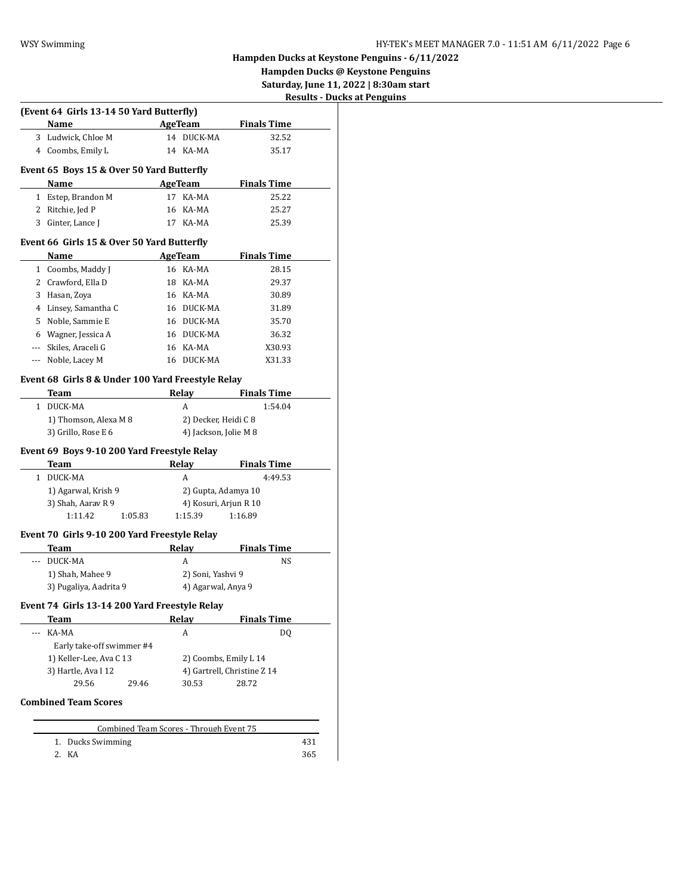**(Event 64 Girls 13-14 50 Yard Butterfly)**

| | Name | Age | Team | Finals Time |
|---|---|---|---|---|
| 3 | Ludwick, Chloe M | 14 | DUCK-MA | 32.52 |
| 4 | Coombs, Emily L | 14 | KA-MA | 35.17 |

**Event 65 Boys 15 & Over 50 Yard Butterfly**

| | Name | Age | Team | Finals Time |
|---|---|---|---|---|
| 1 | Estep, Brandon M | 17 | KA-MA | 25.22 |
| 2 | Ritchie, Jed P | 16 | KA-MA | 25.27 |
| 3 | Ginter, Lance J | 17 | KA-MA | 25.39 |

**Event 66 Girls 15 & Over 50 Yard Butterfly**

| | Name | Age | Team | Finals Time |
|---|---|---|---|---|
| 1 | Coombs, Maddy J | 16 | KA-MA | 28.15 |
| 2 | Crawford, Ella D | 18 | KA-MA | 29.37 |
| 3 | Hasan, Zoya | 16 | KA-MA | 30.89 |
| 4 | Linsey, Samantha C | 16 | DUCK-MA | 31.89 |
| 5 | Noble, Sammie E | 16 | DUCK-MA | 35.70 |
| 6 | Wagner, Jessica A | 16 | DUCK-MA | 36.32 |
| --- | Skiles, Araceli G | 16 | KA-MA | X30.93 |
| --- | Noble, Lacey M | 16 | DUCK-MA | X31.33 |

**Event 68 Girls 8 & Under 100 Yard Freestyle Relay**

| | Team | Relay | Finals Time |
|---|---|---|---|
| 1 | DUCK-MA | A | 1:54.04 |

1) Thomson, Alexa M 8 — 2) Decker, Heidi C 8
3) Grillo, Rose E 6 — 4) Jackson, Jolie M 8

**Event 69 Boys 9-10 200 Yard Freestyle Relay**

| | Team | Relay | Finals Time |
|---|---|---|---|
| 1 | DUCK-MA | A | 4:49.53 |

1) Agarwal, Krish 9 — 2) Gupta, Adamya 10
3) Shah, Aarav R 9 — 4) Kosuri, Arjun R 10
1:11.42 1:05.83 1:15.39 1:16.89

**Event 70 Girls 9-10 200 Yard Freestyle Relay**

| | Team | Relay | Finals Time |
|---|---|---|---|
| --- | DUCK-MA | A | NS |

1) Shah, Mahee 9 — 2) Soni, Yashvi 9
3) Pugaliya, Aadrita 9 — 4) Agarwal, Anya 9

**Event 74 Girls 13-14 200 Yard Freestyle Relay**

| | Team | Relay | Finals Time |
|---|---|---|---|
| --- | KA-MA | A | DQ |

Early take-off swimmer #4
1) Keller-Lee, Ava C 13 — 2) Coombs, Emily L 14
3) Hartle, Ava I 12 — 4) Gartrell, Christine Z 14
29.56 29.46 30.53 28.72

**Combined Team Scores**

| Combined Team Scores - Through Event 75 | |
|---|---|
| 1. Ducks Swimming | 431 |
| 2. KA | 365 |